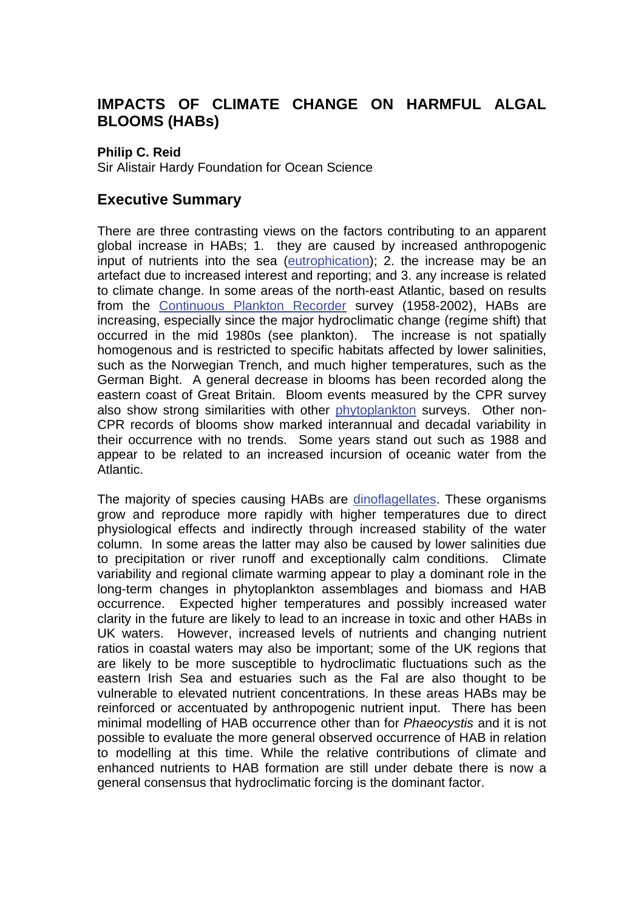# IMPACTS OF CLIMATE CHANGE ON HARMFUL ALGAL BLOOMS (HABs)

**Philip C. Reid**
Sir Alistair Hardy Foundation for Ocean Science

## Executive Summary

There are three contrasting views on the factors contributing to an apparent global increase in HABs; 1. they are caused by increased anthropogenic input of nutrients into the sea (eutrophication); 2. the increase may be an artefact due to increased interest and reporting; and 3. any increase is related to climate change. In some areas of the north-east Atlantic, based on results from the Continuous Plankton Recorder survey (1958-2002), HABs are increasing, especially since the major hydroclimatic change (regime shift) that occurred in the mid 1980s (see plankton). The increase is not spatially homogenous and is restricted to specific habitats affected by lower salinities, such as the Norwegian Trench, and much higher temperatures, such as the German Bight. A general decrease in blooms has been recorded along the eastern coast of Great Britain. Bloom events measured by the CPR survey also show strong similarities with other phytoplankton surveys. Other non-CPR records of blooms show marked interannual and decadal variability in their occurrence with no trends. Some years stand out such as 1988 and appear to be related to an increased incursion of oceanic water from the Atlantic.

The majority of species causing HABs are dinoflagellates. These organisms grow and reproduce more rapidly with higher temperatures due to direct physiological effects and indirectly through increased stability of the water column. In some areas the latter may also be caused by lower salinities due to precipitation or river runoff and exceptionally calm conditions. Climate variability and regional climate warming appear to play a dominant role in the long-term changes in phytoplankton assemblages and biomass and HAB occurrence. Expected higher temperatures and possibly increased water clarity in the future are likely to lead to an increase in toxic and other HABs in UK waters. However, increased levels of nutrients and changing nutrient ratios in coastal waters may also be important; some of the UK regions that are likely to be more susceptible to hydroclimatic fluctuations such as the eastern Irish Sea and estuaries such as the Fal are also thought to be vulnerable to elevated nutrient concentrations. In these areas HABs may be reinforced or accentuated by anthropogenic nutrient input. There has been minimal modelling of HAB occurrence other than for *Phaeocystis* and it is not possible to evaluate the more general observed occurrence of HAB in relation to modelling at this time. While the relative contributions of climate and enhanced nutrients to HAB formation are still under debate there is now a general consensus that hydroclimatic forcing is the dominant factor.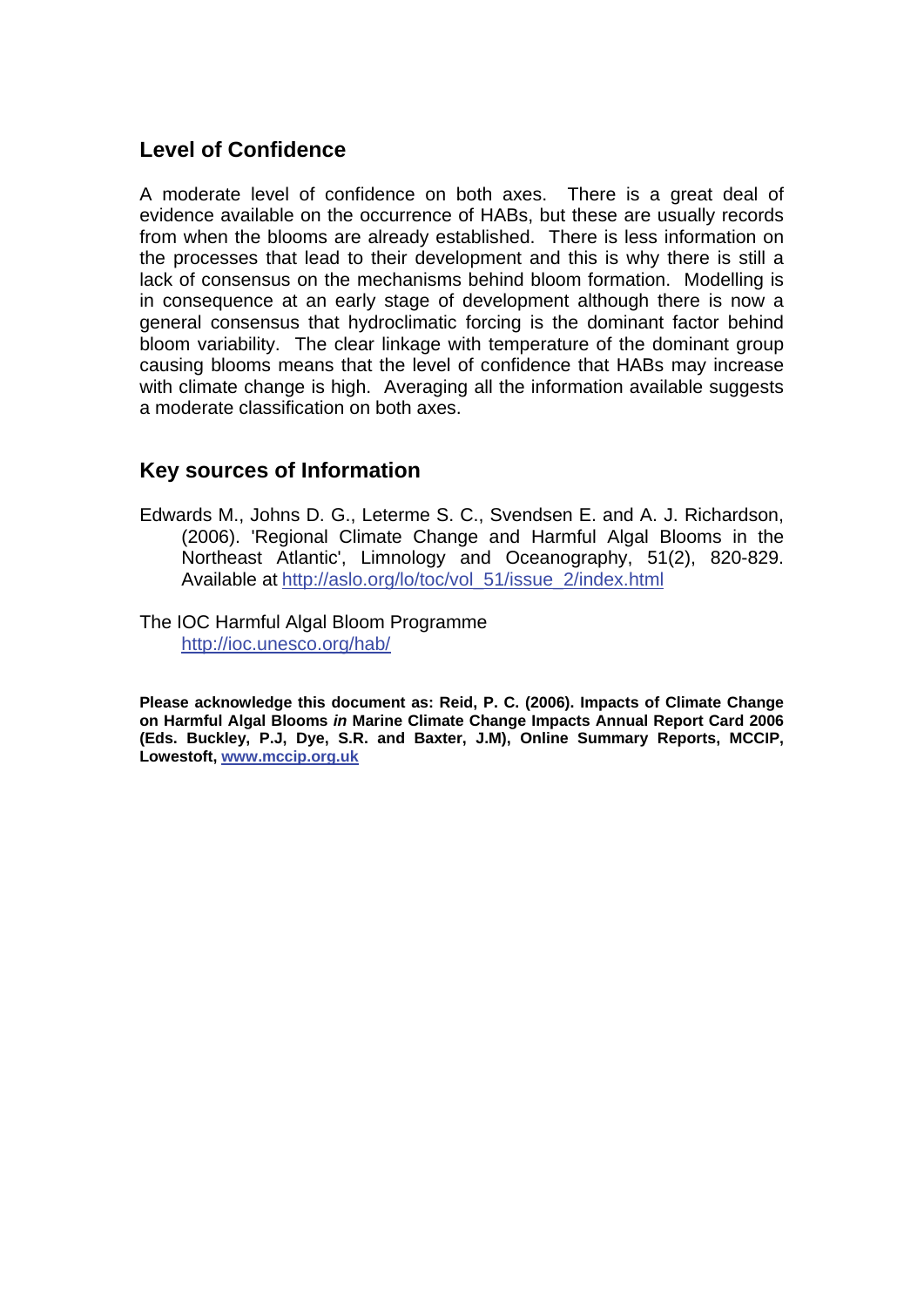## Level of Confidence

A moderate level of confidence on both axes. There is a great deal of evidence available on the occurrence of HABs, but these are usually records from when the blooms are already established. There is less information on the processes that lead to their development and this is why there is still a lack of consensus on the mechanisms behind bloom formation. Modelling is in consequence at an early stage of development although there is now a general consensus that hydroclimatic forcing is the dominant factor behind bloom variability. The clear linkage with temperature of the dominant group causing blooms means that the level of confidence that HABs may increase with climate change is high. Averaging all the information available suggests a moderate classification on both axes.

## Key sources of Information

Edwards M., Johns D. G., Leterme S. C., Svendsen E. and A. J. Richardson, (2006). 'Regional Climate Change and Harmful Algal Blooms in the Northeast Atlantic', Limnology and Oceanography, 51(2), 820-829. Available at http://aslo.org/lo/toc/vol_51/issue_2/index.html

The IOC Harmful Algal Bloom Programme
http://ioc.unesco.org/hab/

**Please acknowledge this document as: Reid, P. C. (2006). Impacts of Climate Change on Harmful Algal Blooms *in* Marine Climate Change Impacts Annual Report Card 2006 (Eds. Buckley, P.J, Dye, S.R. and Baxter, J.M), Online Summary Reports, MCCIP, Lowestoft, www.mccip.org.uk**